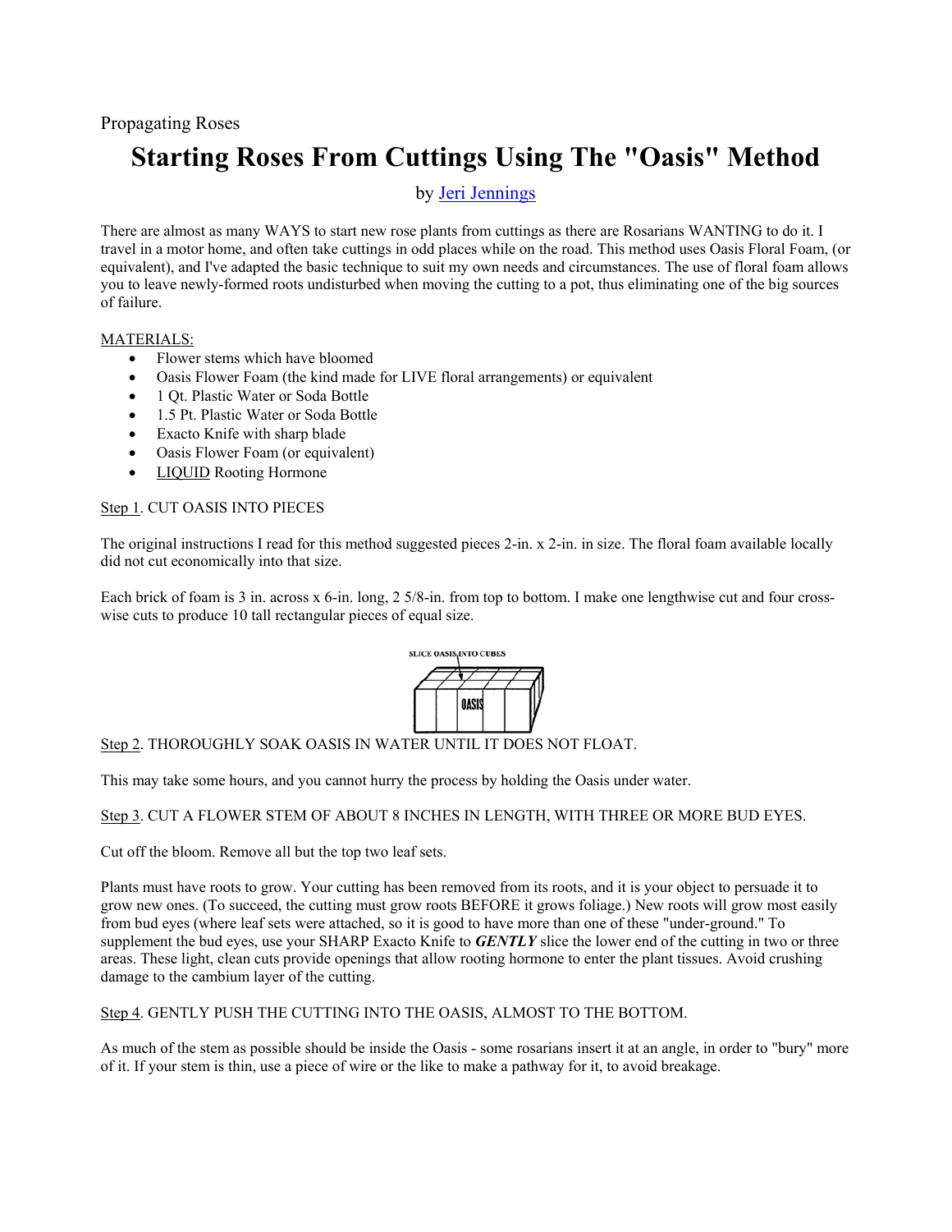Propagating Roses

# Starting Roses From Cuttings Using The "Oasis" Method

by Jeri Jennings

There are almost as many WAYS to start new rose plants from cuttings as there are Rosarians WANTING to do it. I travel in a motor home, and often take cuttings in odd places while on the road. This method uses Oasis Floral Foam, (or equivalent), and I've adapted the basic technique to suit my own needs and circumstances. The use of floral foam allows you to leave newly-formed roots undisturbed when moving the cutting to a pot, thus eliminating one of the big sources of failure.

MATERIALS:

- Flower stems which have bloomed
- Oasis Flower Foam (the kind made for LIVE floral arrangements) or equivalent
- 1 Qt. Plastic Water or Soda Bottle
- 1.5 Pt. Plastic Water or Soda Bottle
- Exacto Knife with sharp blade
- Oasis Flower Foam (or equivalent)
- LIQUID Rooting Hormone

Step 1. CUT OASIS INTO PIECES

The original instructions I read for this method suggested pieces 2-in. x 2-in. in size. The floral foam available locally did not cut economically into that size.

Each brick of foam is 3 in. across x 6-in. long, 2 5/8-in. from top to bottom. I make one lengthwise cut and four cross-wise cuts to produce 10 tall rectangular pieces of equal size.

SLICE OASIS INTO CUBES

Step 2. THOROUGHLY SOAK OASIS IN WATER UNTIL IT DOES NOT FLOAT.

This may take some hours, and you cannot hurry the process by holding the Oasis under water.

Step 3. CUT A FLOWER STEM OF ABOUT 8 INCHES IN LENGTH, WITH THREE OR MORE BUD EYES.

Cut off the bloom. Remove all but the top two leaf sets.

Plants must have roots to grow. Your cutting has been removed from its roots, and it is your object to persuade it to grow new ones. (To succeed, the cutting must grow roots BEFORE it grows foliage.) New roots will grow most easily from bud eyes (where leaf sets were attached, so it is good to have more than one of these "under-ground." To supplement the bud eyes, use your SHARP Exacto Knife to ***GENTLY*** slice the lower end of the cutting in two or three areas. These light, clean cuts provide openings that allow rooting hormone to enter the plant tissues. Avoid crushing damage to the cambium layer of the cutting.

Step 4. GENTLY PUSH THE CUTTING INTO THE OASIS, ALMOST TO THE BOTTOM.

As much of the stem as possible should be inside the Oasis - some rosarians insert it at an angle, in order to "bury" more of it. If your stem is thin, use a piece of wire or the like to make a pathway for it, to avoid breakage.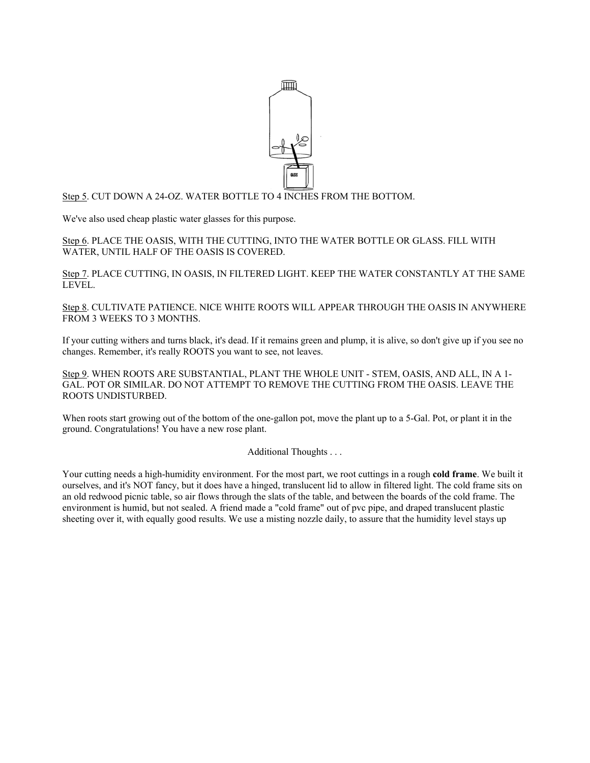Step 5. CUT DOWN A 24-OZ. WATER BOTTLE TO 4 INCHES FROM THE BOTTOM.

We've also used cheap plastic water glasses for this purpose.

Step 6. PLACE THE OASIS, WITH THE CUTTING, INTO THE WATER BOTTLE OR GLASS. FILL WITH WATER, UNTIL HALF OF THE OASIS IS COVERED.

Step 7. PLACE CUTTING, IN OASIS, IN FILTERED LIGHT. KEEP THE WATER CONSTANTLY AT THE SAME LEVEL.

Step 8. CULTIVATE PATIENCE. NICE WHITE ROOTS WILL APPEAR THROUGH THE OASIS IN ANYWHERE FROM 3 WEEKS TO 3 MONTHS.

If your cutting withers and turns black, it's dead. If it remains green and plump, it is alive, so don't give up if you see no changes. Remember, it's really ROOTS you want to see, not leaves.

Step 9. WHEN ROOTS ARE SUBSTANTIAL, PLANT THE WHOLE UNIT - STEM, OASIS, AND ALL, IN A 1-GAL. POT OR SIMILAR. DO NOT ATTEMPT TO REMOVE THE CUTTING FROM THE OASIS. LEAVE THE ROOTS UNDISTURBED.

When roots start growing out of the bottom of the one-gallon pot, move the plant up to a 5-Gal. Pot, or plant it in the ground. Congratulations! You have a new rose plant.

Additional Thoughts . . .

Your cutting needs a high-humidity environment. For the most part, we root cuttings in a rough **cold frame**. We built it ourselves, and it's NOT fancy, but it does have a hinged, translucent lid to allow in filtered light. The cold frame sits on an old redwood picnic table, so air flows through the slats of the table, and between the boards of the cold frame. The environment is humid, but not sealed. A friend made a "cold frame" out of pvc pipe, and draped translucent plastic sheeting over it, with equally good results. We use a misting nozzle daily, to assure that the humidity level stays up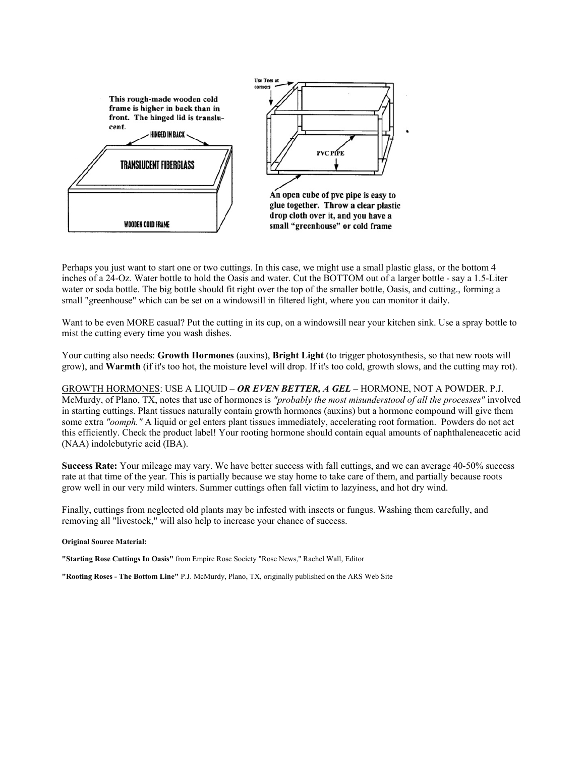This rough-made wooden cold frame is higher in back than in front. The hinged lid is translucent.

HINGED IN BACK

TRANSLUCENT FIBERGLASS

WOODEN COLD FRAME

Use Tees at corners

PVC PIPE

An open cube of pvc pipe is easy to glue together. Throw a clear plastic drop cloth over it, and you have a small "greenhouse" or cold frame

Perhaps you just want to start one or two cuttings. In this case, we might use a small plastic glass, or the bottom 4 inches of a 24-Oz. Water bottle to hold the Oasis and water. Cut the BOTTOM out of a larger bottle - say a 1.5-Liter water or soda bottle. The big bottle should fit right over the top of the smaller bottle, Oasis, and cutting., forming a small "greenhouse" which can be set on a windowsill in filtered light, where you can monitor it daily.

Want to be even MORE casual? Put the cutting in its cup, on a windowsill near your kitchen sink. Use a spray bottle to mist the cutting every time you wash dishes.

Your cutting also needs: **Growth Hormones** (auxins), **Bright Light** (to trigger photosynthesis, so that new roots will grow), and **Warmth** (if it's too hot, the moisture level will drop. If it's too cold, growth slows, and the cutting may rot).

GROWTH HORMONES: USE A LIQUID – ***OR EVEN BETTER, A GEL*** – HORMONE, NOT A POWDER. P.J. McMurdy, of Plano, TX, notes that use of hormones is *"probably the most misunderstood of all the processes"* involved in starting cuttings. Plant tissues naturally contain growth hormones (auxins) but a hormone compound will give them some extra *"oomph."* A liquid or gel enters plant tissues immediately, accelerating root formation. Powders do not act this efficiently. Check the product label! Your rooting hormone should contain equal amounts of naphthaleneacetic acid (NAA) indolebutyric acid (IBA).

**Success Rate:** Your mileage may vary. We have better success with fall cuttings, and we can average 40-50% success rate at that time of the year. This is partially because we stay home to take care of them, and partially because roots grow well in our very mild winters. Summer cuttings often fall victim to lazyiness, and hot dry wind.

Finally, cuttings from neglected old plants may be infested with insects or fungus. Washing them carefully, and removing all "livestock," will also help to increase your chance of success.

**Original Source Material:**

**"Starting Rose Cuttings In Oasis"** from Empire Rose Society "Rose News," Rachel Wall, Editor

**"Rooting Roses - The Bottom Line"** P.J. McMurdy, Plano, TX, originally published on the ARS Web Site